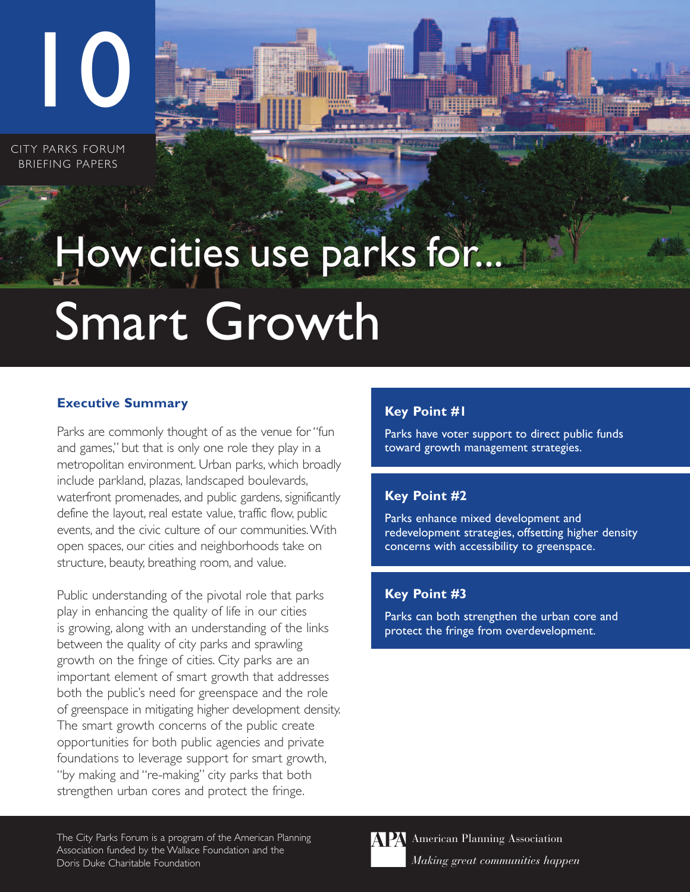10

CITY PARKS FORUM BRIEFING PAPERS

# How cities use parks for... Smart Growth

## Executive Summary

Parks are commonly thought of as the venue for "fun and games," but that is only one role they play in a metropolitan environment. Urban parks, which broadly include parkland, plazas, landscaped boulevards, waterfront promenades, and public gardens, significantly define the layout, real estate value, traffic flow, public events, and the civic culture of our communities. With open spaces, our cities and neighborhoods take on structure, beauty, breathing room, and value.

Public understanding of the pivotal role that parks play in enhancing the quality of life in our cities is growing, along with an understanding of the links between the quality of city parks and sprawling growth on the fringe of cities. City parks are an important element of smart growth that addresses both the public's need for greenspace and the role of greenspace in mitigating higher development density. The smart growth concerns of the public create opportunities for both public agencies and private foundations to leverage support for smart growth, "by making and "re-making" city parks that both strengthen urban cores and protect the fringe.

### Key Point #1

Parks have voter support to direct public funds toward growth management strategies.

### Key Point #2

Parks enhance mixed development and redevelopment strategies, offsetting higher density concerns with accessibility to greenspace.

### Key Point #3

Parks can both strengthen the urban core and protect the fringe from overdevelopment.

The City Parks Forum is a program of the American Planning Association funded by the Wallace Foundation and the Doris Duke Charitable Foundation

APA American Planning Association
*Making great communities happen*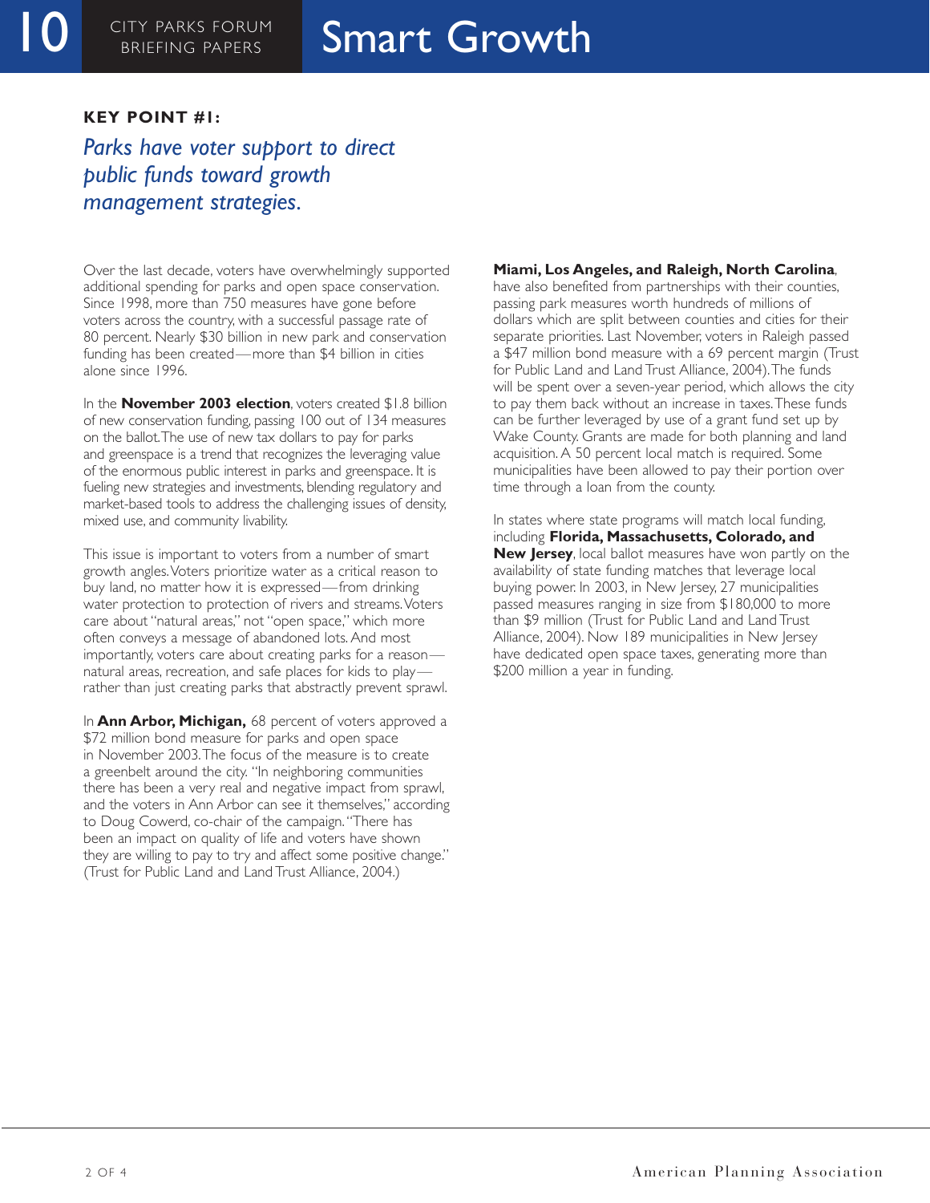**KEY POINT #1:**

## *Parks have voter support to direct public funds toward growth management strategies.*

Over the last decade, voters have overwhelmingly supported additional spending for parks and open space conservation. Since 1998, more than 750 measures have gone before voters across the country, with a successful passage rate of 80 percent. Nearly $30 billion in new park and conservation funding has been created—more than $4 billion in cities alone since 1996.

In the **November 2003 election**, voters created $1.8 billion of new conservation funding, passing 100 out of 134 measures on the ballot. The use of new tax dollars to pay for parks and greenspace is a trend that recognizes the leveraging value of the enormous public interest in parks and greenspace. It is fueling new strategies and investments, blending regulatory and market-based tools to address the challenging issues of density, mixed use, and community livability.

This issue is important to voters from a number of smart growth angles. Voters prioritize water as a critical reason to buy land, no matter how it is expressed—from drinking water protection to protection of rivers and streams. Voters care about "natural areas," not "open space," which more often conveys a message of abandoned lots. And most importantly, voters care about creating parks for a reason—natural areas, recreation, and safe places for kids to play—rather than just creating parks that abstractly prevent sprawl.

In **Ann Arbor, Michigan,** 68 percent of voters approved a $72 million bond measure for parks and open space in November 2003. The focus of the measure is to create a greenbelt around the city. "In neighboring communities there has been a very real and negative impact from sprawl, and the voters in Ann Arbor can see it themselves," according to Doug Cowerd, co-chair of the campaign. "There has been an impact on quality of life and voters have shown they are willing to pay to try and affect some positive change." (Trust for Public Land and Land Trust Alliance, 2004.)

**Miami, Los Angeles, and Raleigh, North Carolina**, have also benefited from partnerships with their counties, passing park measures worth hundreds of millions of dollars which are split between counties and cities for their separate priorities. Last November, voters in Raleigh passed a $47 million bond measure with a 69 percent margin (Trust for Public Land and Land Trust Alliance, 2004). The funds will be spent over a seven-year period, which allows the city to pay them back without an increase in taxes. These funds can be further leveraged by use of a grant fund set up by Wake County. Grants are made for both planning and land acquisition. A 50 percent local match is required. Some municipalities have been allowed to pay their portion over time through a loan from the county.

In states where state programs will match local funding, including **Florida, Massachusetts, Colorado, and New Jersey**, local ballot measures have won partly on the availability of state funding matches that leverage local buying power. In 2003, in New Jersey, 27 municipalities passed measures ranging in size from $180,000 to more than $9 million (Trust for Public Land and Land Trust Alliance, 2004). Now 189 municipalities in New Jersey have dedicated open space taxes, generating more than $200 million a year in funding.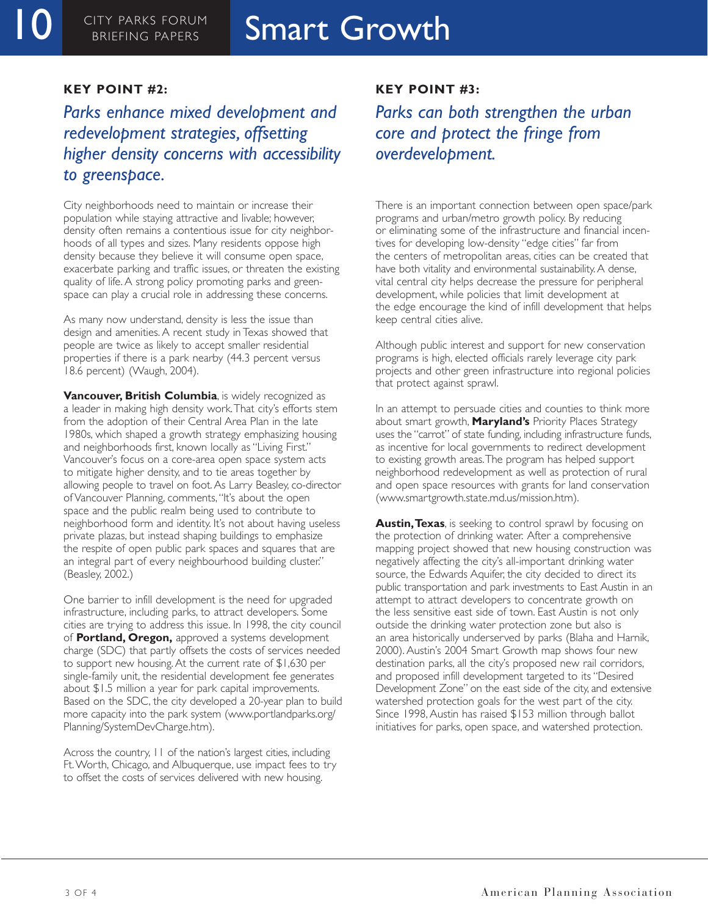### KEY POINT #2:

## *Parks enhance mixed development and redevelopment strategies, offsetting higher density concerns with accessibility to greenspace.*

City neighborhoods need to maintain or increase their population while staying attractive and livable; however, density often remains a contentious issue for city neighborhoods of all types and sizes. Many residents oppose high density because they believe it will consume open space, exacerbate parking and traffic issues, or threaten the existing quality of life. A strong policy promoting parks and greenspace can play a crucial role in addressing these concerns.

As many now understand, density is less the issue than design and amenities. A recent study in Texas showed that people are twice as likely to accept smaller residential properties if there is a park nearby (44.3 percent versus 18.6 percent) (Waugh, 2004).

**Vancouver, British Columbia**, is widely recognized as a leader in making high density work. That city's efforts stem from the adoption of their Central Area Plan in the late 1980s, which shaped a growth strategy emphasizing housing and neighborhoods first, known locally as "Living First." Vancouver's focus on a core-area open space system acts to mitigate higher density, and to tie areas together by allowing people to travel on foot. As Larry Beasley, co-director of Vancouver Planning, comments, "It's about the open space and the public realm being used to contribute to neighborhood form and identity. It's not about having useless private plazas, but instead shaping buildings to emphasize the respite of open public park spaces and squares that are an integral part of every neighbourhood building cluster." (Beasley, 2002.)

One barrier to infill development is the need for upgraded infrastructure, including parks, to attract developers. Some cities are trying to address this issue. In 1998, the city council of **Portland, Oregon,** approved a systems development charge (SDC) that partly offsets the costs of services needed to support new housing. At the current rate of $1,630 per single-family unit, the residential development fee generates about $1.5 million a year for park capital improvements. Based on the SDC, the city developed a 20-year plan to build more capacity into the park system (www.portlandparks.org/Planning/SystemDevCharge.htm).

Across the country, 11 of the nation's largest cities, including Ft. Worth, Chicago, and Albuquerque, use impact fees to try to offset the costs of services delivered with new housing.

### KEY POINT #3:

## *Parks can both strengthen the urban core and protect the fringe from overdevelopment.*

There is an important connection between open space/park programs and urban/metro growth policy. By reducing or eliminating some of the infrastructure and financial incentives for developing low-density "edge cities" far from the centers of metropolitan areas, cities can be created that have both vitality and environmental sustainability. A dense, vital central city helps decrease the pressure for peripheral development, while policies that limit development at the edge encourage the kind of infill development that helps keep central cities alive.

Although public interest and support for new conservation programs is high, elected officials rarely leverage city park projects and other green infrastructure into regional policies that protect against sprawl.

In an attempt to persuade cities and counties to think more about smart growth, **Maryland's** Priority Places Strategy uses the "carrot" of state funding, including infrastructure funds, as incentive for local governments to redirect development to existing growth areas. The program has helped support neighborhood redevelopment as well as protection of rural and open space resources with grants for land conservation (www.smartgrowth.state.md.us/mission.htm).

**Austin, Texas**, is seeking to control sprawl by focusing on the protection of drinking water. After a comprehensive mapping project showed that new housing construction was negatively affecting the city's all-important drinking water source, the Edwards Aquifer, the city decided to direct its public transportation and park investments to East Austin in an attempt to attract developers to concentrate growth on the less sensitive east side of town. East Austin is not only outside the drinking water protection zone but also is an area historically underserved by parks (Blaha and Harnik, 2000). Austin's 2004 Smart Growth map shows four new destination parks, all the city's proposed new rail corridors, and proposed infill development targeted to its "Desired Development Zone" on the east side of the city, and extensive watershed protection goals for the west part of the city. Since 1998, Austin has raised $153 million through ballot initiatives for parks, open space, and watershed protection.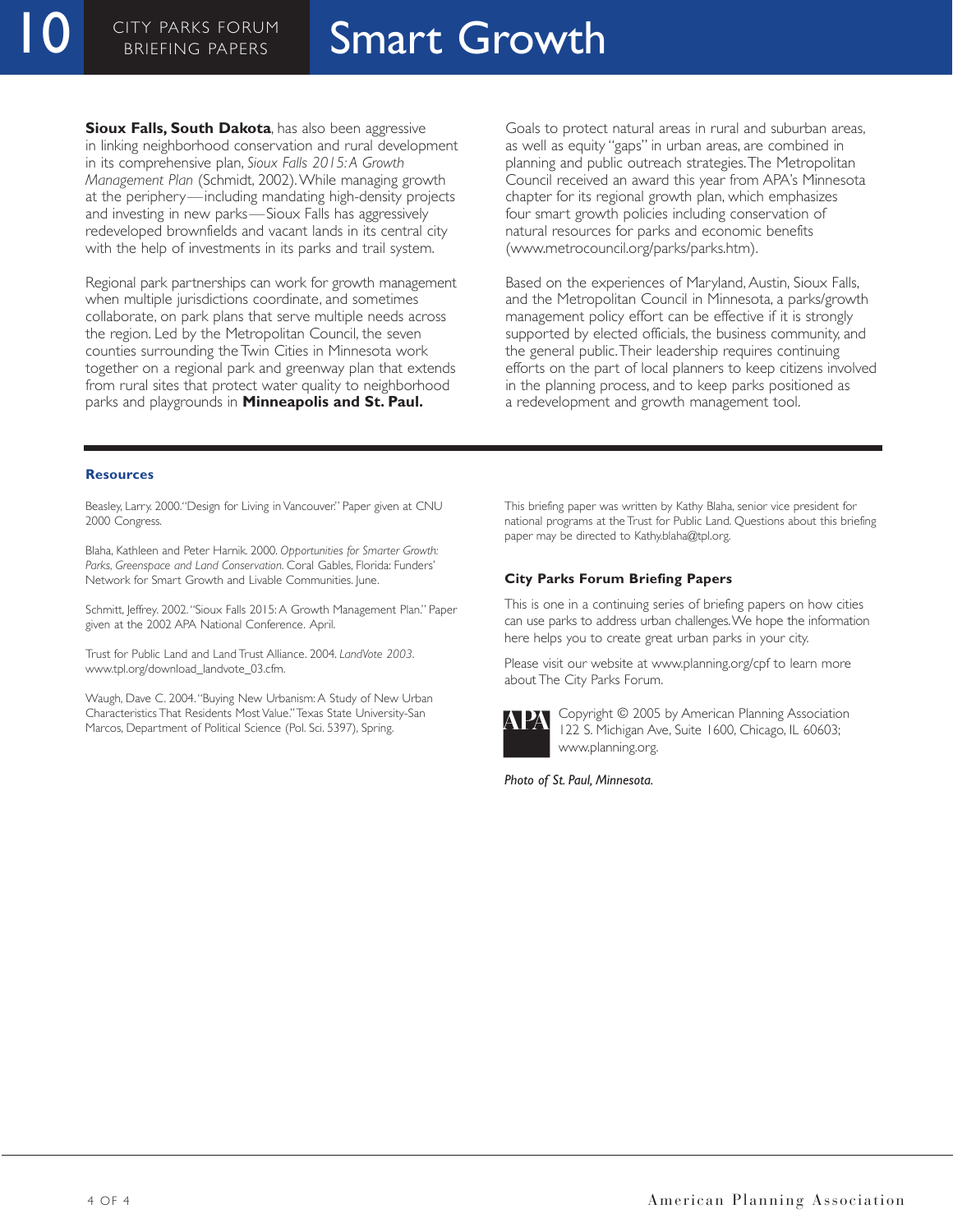**Sioux Falls, South Dakota**, has also been aggressive in linking neighborhood conservation and rural development in its comprehensive plan, *Sioux Falls 2015: A Growth Management Plan* (Schmidt, 2002). While managing growth at the periphery—including mandating high-density projects and investing in new parks—Sioux Falls has aggressively redeveloped brownfields and vacant lands in its central city with the help of investments in its parks and trail system.

Regional park partnerships can work for growth management when multiple jurisdictions coordinate, and sometimes collaborate, on park plans that serve multiple needs across the region. Led by the Metropolitan Council, the seven counties surrounding the Twin Cities in Minnesota work together on a regional park and greenway plan that extends from rural sites that protect water quality to neighborhood parks and playgrounds in **Minneapolis and St. Paul.**

Goals to protect natural areas in rural and suburban areas, as well as equity "gaps" in urban areas, are combined in planning and public outreach strategies. The Metropolitan Council received an award this year from APA's Minnesota chapter for its regional growth plan, which emphasizes four smart growth policies including conservation of natural resources for parks and economic benefits (www.metrocouncil.org/parks/parks.htm).

Based on the experiences of Maryland, Austin, Sioux Falls, and the Metropolitan Council in Minnesota, a parks/growth management policy effort can be effective if it is strongly supported by elected officials, the business community, and the general public. Their leadership requires continuing efforts on the part of local planners to keep citizens involved in the planning process, and to keep parks positioned as a redevelopment and growth management tool.

## Resources

Beasley, Larry. 2000. "Design for Living in Vancouver." Paper given at CNU 2000 Congress.

Blaha, Kathleen and Peter Harnik. 2000. *Opportunities for Smarter Growth: Parks, Greenspace and Land Conservation.* Coral Gables, Florida: Funders' Network for Smart Growth and Livable Communities. June.

Schmitt, Jeffrey. 2002. "Sioux Falls 2015: A Growth Management Plan." Paper given at the 2002 APA National Conference. April.

Trust for Public Land and Land Trust Alliance. 2004. *LandVote 2003.* www.tpl.org/download_landvote_03.cfm.

Waugh, Dave C. 2004. "Buying New Urbanism: A Study of New Urban Characteristics That Residents Most Value." Texas State University-San Marcos, Department of Political Science (Pol. Sci. 5397), Spring.

This briefing paper was written by Kathy Blaha, senior vice president for national programs at the Trust for Public Land. Questions about this briefing paper may be directed to Kathy.blaha@tpl.org.

### City Parks Forum Briefing Papers

This is one in a continuing series of briefing papers on how cities can use parks to address urban challenges. We hope the information here helps you to create great urban parks in your city.

Please visit our website at www.planning.org/cpf to learn more about The City Parks Forum.

APA Copyright © 2005 by American Planning Association
122 S. Michigan Ave, Suite 1600, Chicago, IL 60603;
www.planning.org.

*Photo of St. Paul, Minnesota.*